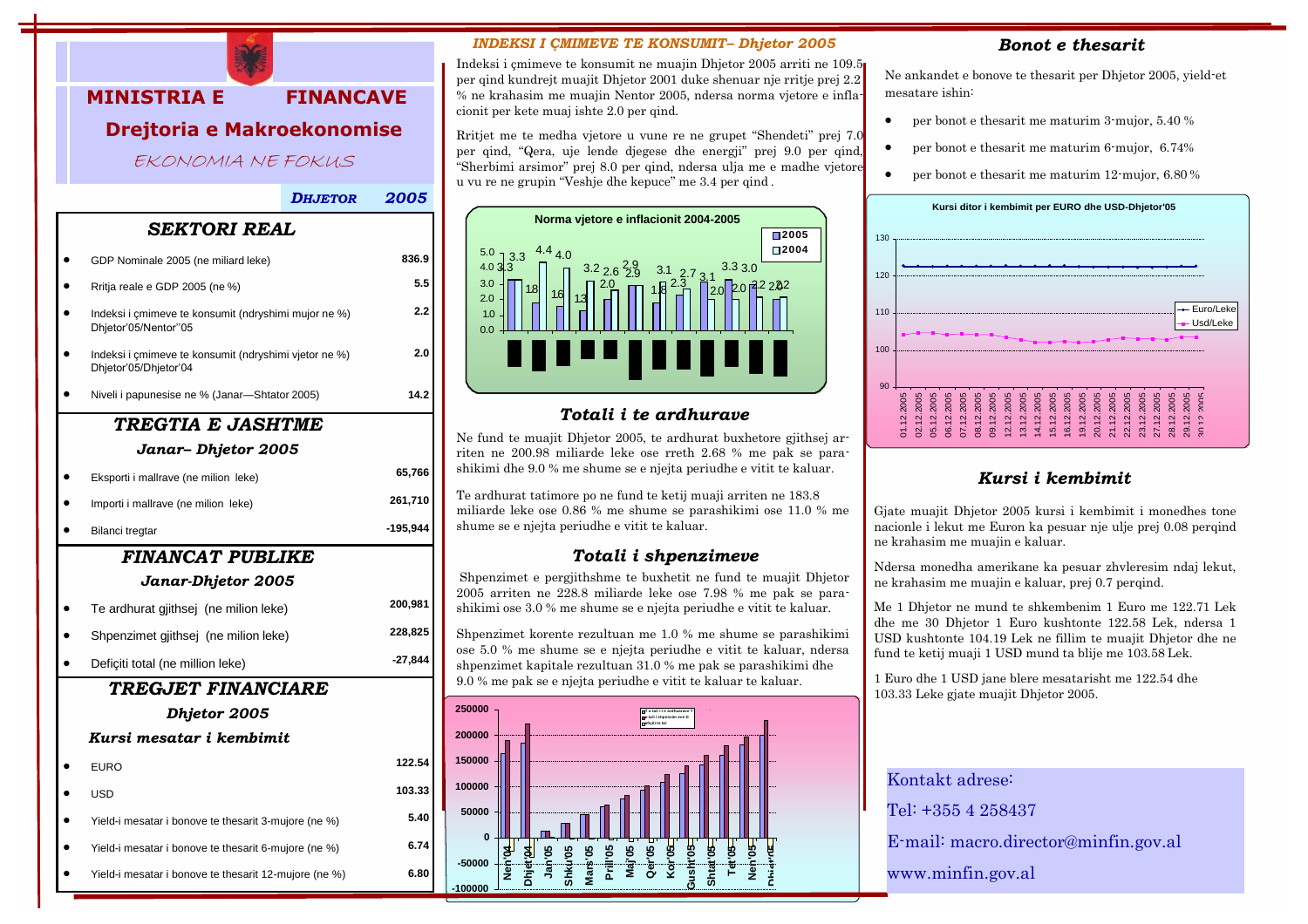# MINISTRIA E FINANCAVE

## Drejtoria e Makroekonomise

*EKONOMIA NE FOKUS*

**DHJETOR 2005**

## SEKTORI REAL

| | |
|---|---|
| GDP Nominale 2005 (ne miliard leke) | 836.9 |
| Rritja reale e GDP 2005 (ne %) | 5.5 |
| Indeksi i çmimeve te konsumit (ndryshimi mujor ne %) Dhjetor'05/Nentor''05 | 2.2 |
| Indeksi i çmimeve te konsumit (ndryshimi vjetor ne %) Dhjetor'05/Dhjetor'04 | 2.0 |
| Niveli i papunesise ne % (Janar—Shtator 2005) | 14.2 |

## TREGTIA E JASHTME

### Janar– Dhjetor 2005

| | |
|---|---|
| Eksporti i mallrave (ne milion leke) | 65,766 |
| Importi i mallrave (ne milion leke) | 261,710 |
| Bilanci tregtar | -195,944 |

## FINANCAT PUBLIKE

### Janar-Dhjetor 2005

| | |
|---|---|
| Te ardhurat gjithsej (ne milion leke) | 200,981 |
| Shpenzimet gjithsej (ne milion leke) | 228,825 |
| Defiçiti total (ne million leke) | -27,844 |

## TREGJET FINANCIARE

### Dhjetor 2005

### Kursi mesatar i kembimit

| | |
|---|---|
| EURO | 122.54 |
| USD | 103.33 |
| Yield-i mesatar i bonove te thesarit 3-mujore (ne %) | 5.40 |
| Yield-i mesatar i bonove te thesarit 6-mujore (ne %) | 6.74 |
| Yield-i mesatar i bonove te thesarit 12-mujore (ne %) | 6.80 |

## INDEKSI I ÇMIMEVE TE KONSUMIT– Dhjetor 2005

Indeksi i çmimeve te konsumit ne muajin Dhjetor 2005 arriti ne 109.5 per qind kundrejt muajit Dhjetor 2001 duke shenuar nje rritje prej 2.2 % ne krahasim me muajin Nentor 2005, ndersa norma vjetore e inflacionit per kete muaj ishte 2.0 per qind.

Rritjet me te medha vjetore u vune re ne grupet "Shendeti" prej 7.0 per qind, "Qera, uje lende djegese dhe energji" prej 9.0 per qind, "Sherbimi arsimor" prej 8.0 per qind, ndersa ulja me e madhe vjetore u vu re ne grupin "Veshje dhe kepuce" me 3.4 per qind .

Norma vjetore e inflacionit 2004-2005

## Totali i te ardhurave

Ne fund te muajit Dhjetor 2005, te ardhurat buxhetore gjithsej arriten ne 200.98 miliarde leke ose rreth 2.68 % me pak se parashikimi dhe 9.0 % me shume se e njejta periudhe e vitit te kaluar.

Te ardhurat tatimore po ne fund te ketij muaji arriten ne 183.8 miliarde leke ose 0.86 % me shume se parashikimi ose 11.0 % me shume se e njejta periudhe e vitit te kaluar.

## Totali i shpenzimeve

Shpenzimet e pergjithshme te buxhetit ne fund te muajit Dhjetor 2005 arriten ne 228.8 miliarde leke ose 7.98 % me pak se parashikimi ose 3.0 % me shume se e njejta periudhe e vitit te kaluar.

Shpenzimet korente rezultuan me 1.0 % me shume se parashikimi ose 5.0 % me shume se e njejta periudhe e vitit te kaluar, ndersa shpenzimet kapitale rezultuan 31.0 % me pak se parashikimi dhe 9.0 % me pak se e njejta periudhe e vitit te kaluar te kaluar.

## Bonot e thesarit

Ne ankandet e bonove te thesarit per Dhjetor 2005, yield-et mesatare ishin:

- per bonot e thesarit me maturim 3-mujor, 5.40 %
- per bonot e thesarit me maturim 6-mujor, 6.74%
- per bonot e thesarit me maturim 12-mujor, 6.80 %

Kursi ditor i kembimit per EURO dhe USD-Dhjetor'05

## Kursi i kembimit

Gjate muajit Dhjetor 2005 kursi i kembimit i monedhes tone nacionle i lekut me Euron ka pesuar nje ulje prej 0.08 perqind ne krahasim me muajin e kaluar.

Ndersa monedha amerikane ka pesuar zhvleresim ndaj lekut, ne krahasim me muajin e kaluar, prej 0.7 perqind.

Me 1 Dhjetor ne mund te shkembenim 1 Euro me 122.71 Lek dhe me 30 Dhjetor 1 Euro kushtonte 122.58 Lek, ndersa 1 USD kushtonte 104.19 Lek ne fillim te muajit Dhjetor dhe ne fund te ketij muaji 1 USD mund ta blije me 103.58 Lek.

1 Euro dhe 1 USD jane blere mesatarisht me 122.54 dhe 103.33 Leke gjate muajit Dhjetor 2005.

Kontakt adrese:

Tel: +355 4 258437

E-mail: macro.director@minfin.gov.al

www.minfin.gov.al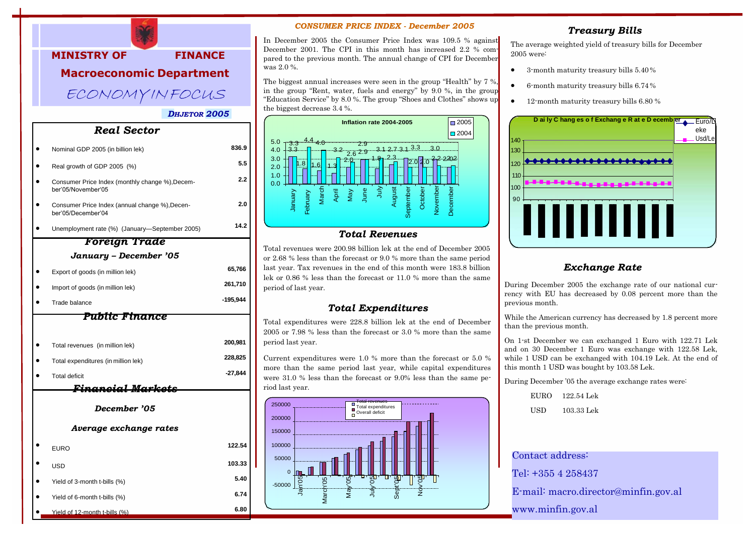# MINISTRY OF FINANCE

## Macroeconomic Department

ECONOMY IN FOCUS

*DHJETOR 2005*

## *Real Sector*

| | |
|---|---|
| Nominal GDP 2005 (in billion lek) | 836.9 |
| Real growth of GDP 2005 (%) | 5.5 |
| Consumer Price Index (monthly change %),December'05/November'05 | 2.2 |
| Consumer Price Index (annual change %),December'05/December'04 | 2.0 |
| Unemployment rate (%) (January—September 2005) | 14.2 |

## *Foreign Trade*

### *January – December '05*

| | |
|---|---|
| Export of goods (in million lek) | 65,766 |
| Import of goods (in million lek) | 261,710 |
| Trade balance | -195,944 |

## *Public Finance*

| | |
|---|---|
| Total revenues (in million lek) | 200,981 |
| Total expenditures (in million lek) | 228,825 |
| Total deficit | -27,844 |

## *Financial Markets*

### *December '05*

### *Average exchange rates*

| | |
|---|---|
| EURO | 122.54 |
| USD | 103.33 |
| Yield of 3-month t-bills (%) | 5.40 |
| Yield of 6-month t-bills (%) | 6.74 |
| Yield of 12-month t-bills (%) | 6.80 |

## *CONSUMER PRICE INDEX - December 2005*

In December 2005 the Consumer Price Index was 109.5 % against December 2001. The CPI in this month has increased 2.2 % compared to the previous month. The annual change of CPI for December was 2.0 %.

The biggest annual increases were seen in the group "Health" by 7 %, in the group "Rent, water, fuels and energy" by 9.0 %, in the group "Education Service" by 8.0 %. The group "Shoes and Clothes" shows up the biggest decrease 3.4 %.

Inflation rate 2004-2005

2005
2004

5.0
4.0
3.0
2.0
1.0
0.0

3.3 3.3 1.8 4.4 1.6 4.0 1.3 3.2 2.0 2.6 2.9 2.9 1.8 3.1 2.3 2.7 3.1 3.3 2.0 3.0 2.0 2.2 2.2 2.0 2.2

January February March April May June July August September October November December

## *Total Revenues*

Total revenues were 200.98 billion lek at the end of December 2005 or 2.68 % less than the forecast or 9.0 % more than the same period last year. Tax revenues in the end of this month were 183.8 billion lek or 0.86 % less than the forecast or 11.0 % more than the same period of last year.

## *Total Expenditures*

Total expenditures were 228.8 billion lek at the end of December 2005 or 7.98 % less than the forecast or 3.0 % more than the same period last year.

Current expenditures were 1.0 % more than the forecast or 5.0 % more than the same period last year, while capital expenditures were 31.0 % less than the forecast or 9.0% less than the same period last year.

Total revenues
Total expenditures
Overall deficit

250000
200000
150000
100000
50000
0
-50000

Jan'05 March'05 May'05 July'05 Sept'05 Nov'05

## *Treasury Bills*

The average weighted yield of treasury bills for December 2005 were:

- 3-month maturity treasury bills 5.40 %
- 6-month maturity treasury bills 6.74 %
- 12-month maturity treasury bills 6.80 %

Daily Changes of Exchange Rate December

Euro/Leke
Usd/Le

140
130
120
110
100
90

## *Exchange Rate*

During December 2005 the exchange rate of our national currency with EU has decreased by 0.08 percent more than the previous month.

While the American currency has decreased by 1.8 percent more than the previous month.

On 1-st December we can exchanged 1 Euro with 122.71 Lek and on 30 December 1 Euro was exchange with 122.58 Lek, while 1 USD can be exchanged with 104.19 Lek. At the end of this month 1 USD was bought by 103.58 Lek.

During December '05 the average exchange rates were:

| | |
|---|---|
| EURO | 122.54 Lek |
| USD | 103.33 Lek |

Contact address:

Tel: +355 4 258437

E-mail: macro.director@minfin.gov.al

www.minfin.gov.al